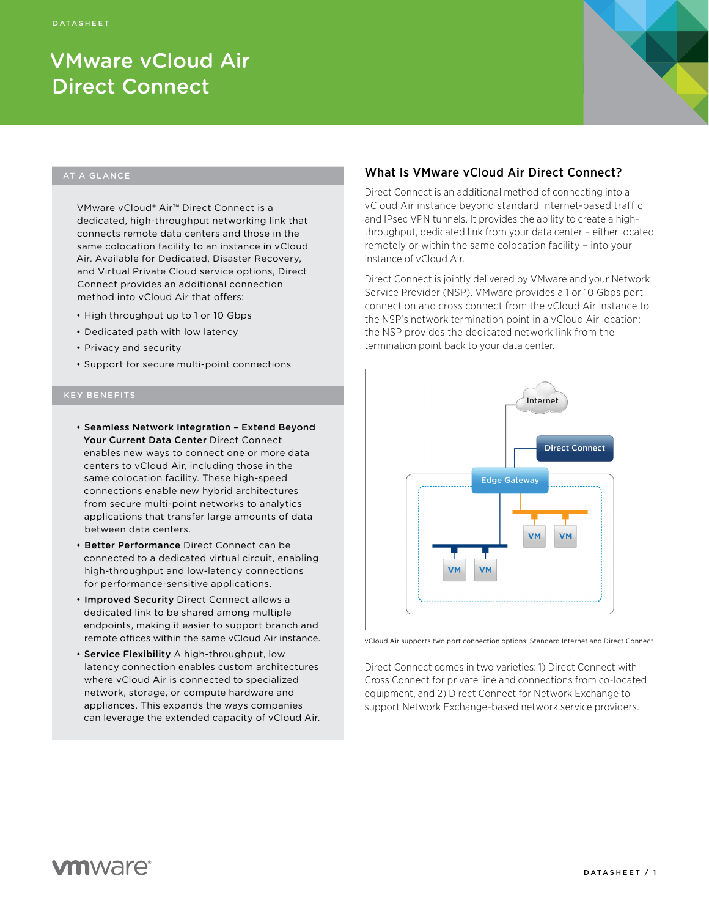DATASHEET

# VMware vCloud Air Direct Connect

## AT A GLANCE

VMware vCloud® Air™ Direct Connect is a dedicated, high-throughput networking link that connects remote data centers and those in the same colocation facility to an instance in vCloud Air. Available for Dedicated, Disaster Recovery, and Virtual Private Cloud service options, Direct Connect provides an additional connection method into vCloud Air that offers:

- High throughput up to 1 or 10 Gbps
- Dedicated path with low latency
- Privacy and security
- Support for secure multi-point connections

## KEY BENEFITS

- **Seamless Network Integration – Extend Beyond Your Current Data Center** Direct Connect enables new ways to connect one or more data centers to vCloud Air, including those in the same colocation facility. These high-speed connections enable new hybrid architectures from secure multi-point networks to analytics applications that transfer large amounts of data between data centers.
- **Better Performance** Direct Connect can be connected to a dedicated virtual circuit, enabling high-throughput and low-latency connections for performance-sensitive applications.
- **Improved Security** Direct Connect allows a dedicated link to be shared among multiple endpoints, making it easier to support branch and remote offices within the same vCloud Air instance.
- **Service Flexibility** A high-throughput, low latency connection enables custom architectures where vCloud Air is connected to specialized network, storage, or compute hardware and appliances. This expands the ways companies can leverage the extended capacity of vCloud Air.

## What Is VMware vCloud Air Direct Connect?

Direct Connect is an additional method of connecting into a vCloud Air instance beyond standard Internet-based traffic and IPsec VPN tunnels. It provides the ability to create a high-throughput, dedicated link from your data center – either located remotely or within the same colocation facility – into your instance of vCloud Air.

Direct Connect is jointly delivered by VMware and your Network Service Provider (NSP). VMware provides a 1 or 10 Gbps port connection and cross connect from the vCloud Air instance to the NSP's network termination point in a vCloud Air location; the NSP provides the dedicated network link from the termination point back to your data center.

vCloud Air supports two port connection options: Standard Internet and Direct Connect

Direct Connect comes in two varieties: 1) Direct Connect with Cross Connect for private line and connections from co-located equipment, and 2) Direct Connect for Network Exchange to support Network Exchange-based network service providers.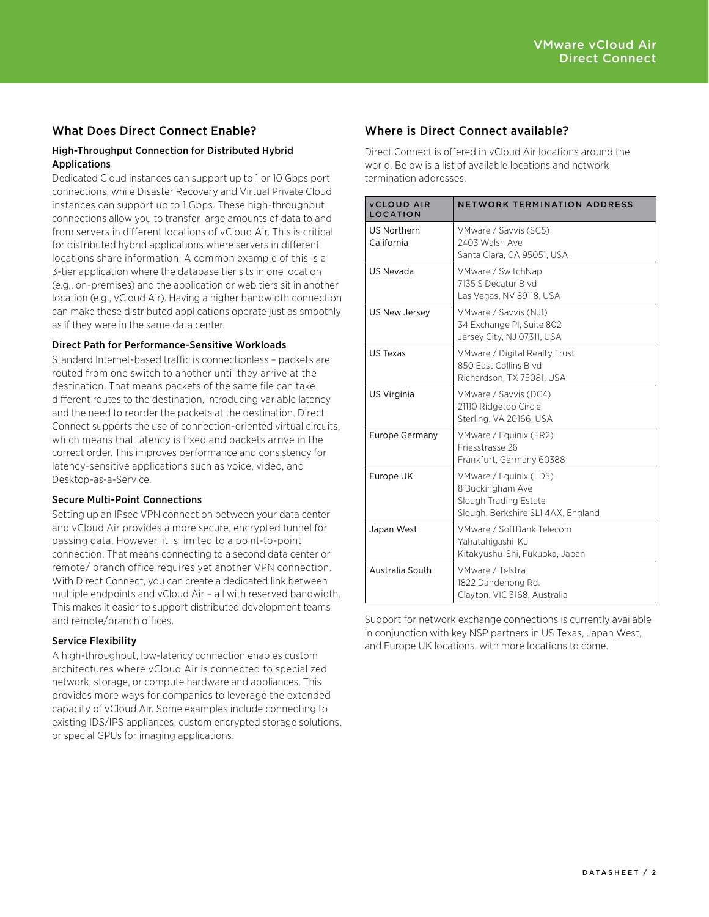## What Does Direct Connect Enable?

### High-Throughput Connection for Distributed Hybrid Applications

Dedicated Cloud instances can support up to 1 or 10 Gbps port connections, while Disaster Recovery and Virtual Private Cloud instances can support up to 1 Gbps. These high-throughput connections allow you to transfer large amounts of data to and from servers in different locations of vCloud Air. This is critical for distributed hybrid applications where servers in different locations share information. A common example of this is a 3-tier application where the database tier sits in one location (e.g,. on-premises) and the application or web tiers sit in another location (e.g., vCloud Air). Having a higher bandwidth connection can make these distributed applications operate just as smoothly as if they were in the same data center.

### Direct Path for Performance-Sensitive Workloads

Standard Internet-based traffic is connectionless – packets are routed from one switch to another until they arrive at the destination. That means packets of the same file can take different routes to the destination, introducing variable latency and the need to reorder the packets at the destination. Direct Connect supports the use of connection-oriented virtual circuits, which means that latency is fixed and packets arrive in the correct order. This improves performance and consistency for latency-sensitive applications such as voice, video, and Desktop-as-a-Service.

### Secure Multi-Point Connections

Setting up an IPsec VPN connection between your data center and vCloud Air provides a more secure, encrypted tunnel for passing data. However, it is limited to a point-to-point connection. That means connecting to a second data center or remote/ branch office requires yet another VPN connection. With Direct Connect, you can create a dedicated link between multiple endpoints and vCloud Air – all with reserved bandwidth. This makes it easier to support distributed development teams and remote/branch offices.

### Service Flexibility

A high-throughput, low-latency connection enables custom architectures where vCloud Air is connected to specialized network, storage, or compute hardware and appliances. This provides more ways for companies to leverage the extended capacity of vCloud Air. Some examples include connecting to existing IDS/IPS appliances, custom encrypted storage solutions, or special GPUs for imaging applications.

## Where is Direct Connect available?

Direct Connect is offered in vCloud Air locations around the world. Below is a list of available locations and network termination addresses.

| vCLOUD AIR LOCATION | NETWORK TERMINATION ADDRESS |
|---|---|
| US Northern California | VMware / Savvis (SC5)<br>2403 Walsh Ave<br>Santa Clara, CA 95051, USA |
| US Nevada | VMware / SwitchNap<br>7135 S Decatur Blvd<br>Las Vegas, NV 89118, USA |
| US New Jersey | VMware / Savvis (NJ1)<br>34 Exchange Pl, Suite 802<br>Jersey City, NJ 07311, USA |
| US Texas | VMware / Digital Realty Trust<br>850 East Collins Blvd<br>Richardson, TX 75081, USA |
| US Virginia | VMware / Savvis (DC4)<br>21110 Ridgetop Circle<br>Sterling, VA 20166, USA |
| Europe Germany | VMware / Equinix (FR2)<br>Friesstrasse 26<br>Frankfurt, Germany 60388 |
| Europe UK | VMware / Equinix (LD5)<br>8 Buckingham Ave<br>Slough Trading Estate<br>Slough, Berkshire SL1 4AX, England |
| Japan West | VMware / SoftBank Telecom<br>Yahatahigashi-Ku<br>Kitakyushu-Shi, Fukuoka, Japan |
| Australia South | VMware / Telstra<br>1822 Dandenong Rd.<br>Clayton, VIC 3168, Australia |

Support for network exchange connections is currently available in conjunction with key NSP partners in US Texas, Japan West, and Europe UK locations, with more locations to come.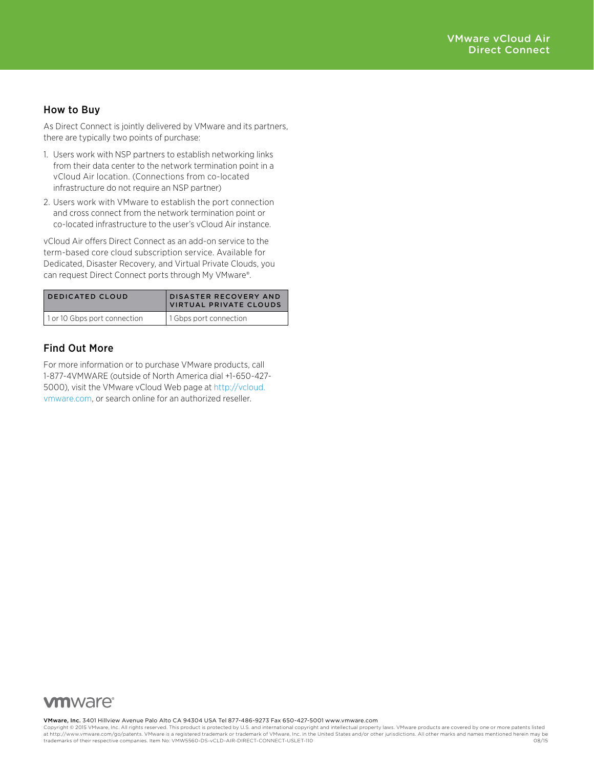## How to Buy

As Direct Connect is jointly delivered by VMware and its partners, there are typically two points of purchase:

1. Users work with NSP partners to establish networking links from their data center to the network termination point in a vCloud Air location. (Connections from co-located infrastructure do not require an NSP partner)
2. Users work with VMware to establish the port connection and cross connect from the network termination point or co-located infrastructure to the user's vCloud Air instance.

vCloud Air offers Direct Connect as an add-on service to the term-based core cloud subscription service. Available for Dedicated, Disaster Recovery, and Virtual Private Clouds, you can request Direct Connect ports through My VMware®.

| DEDICATED CLOUD | DISASTER RECOVERY AND VIRTUAL PRIVATE CLOUDS |
|---|---|
| 1 or 10 Gbps port connection | 1 Gbps port connection |

## Find Out More

For more information or to purchase VMware products, call 1-877-4VMWARE (outside of North America dial +1-650-427-5000), visit the VMware vCloud Web page at http://vcloud.vmware.com, or search online for an authorized reseller.

**VMware, Inc.** 3401 Hillview Avenue Palo Alto CA 94304 USA Tel 877-486-9273 Fax 650-427-5001 www.vmware.com
Copyright © 2015 VMware, Inc. All rights reserved. This product is protected by U.S. and international copyright and intellectual property laws. VMware products are covered by one or more patents listed at http://www.vmware.com/go/patents. VMware is a registered trademark or trademark of VMware, Inc. in the United States and/or other jurisdictions. All other marks and names mentioned herein may be trademarks of their respective companies. Item No: VMW5560-DS-vCLD-AIR-DIRECT-CONNECT-USLET-110 08/15